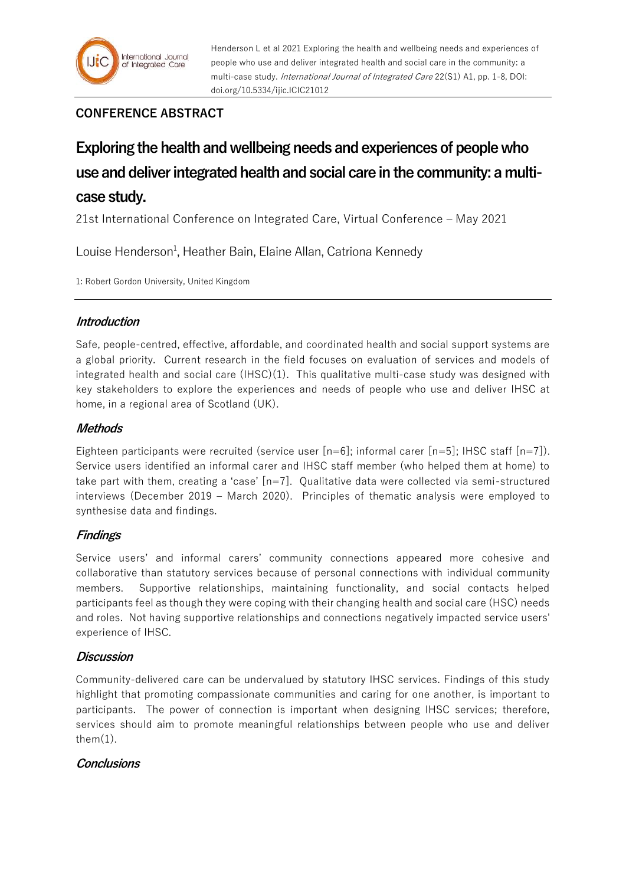Henderson L et al 2021 Exploring the health and wellbeing needs and experiences of people who use and deliver integrated health and social care in the community: a multi-case study. *International Journal of Integrated Care* 22(S1) A1, pp. 1-8, DOI: doi.org/10.5334/ijic.ICIC21012

**CONFERENCE ABSTRACT**

# Exploring the health and wellbeing needs and experiences of people who use and deliver integrated health and social care in the community: a multi-case study.

21st International Conference on Integrated Care, Virtual Conference – May 2021

Louise Henderson[1], Heather Bain, Elaine Allan, Catriona Kennedy

1: Robert Gordon University, United Kingdom

## *Introduction*

Safe, people-centred, effective, affordable, and coordinated health and social support systems are a global priority. Current research in the field focuses on evaluation of services and models of integrated health and social care (IHSC)(1). This qualitative multi-case study was designed with key stakeholders to explore the experiences and needs of people who use and deliver IHSC at home, in a regional area of Scotland (UK).

## *Methods*

Eighteen participants were recruited (service user [n=6]; informal carer [n=5]; IHSC staff [n=7]). Service users identified an informal carer and IHSC staff member (who helped them at home) to take part with them, creating a 'case' [n=7]. Qualitative data were collected via semi-structured interviews (December 2019 – March 2020). Principles of thematic analysis were employed to synthesise data and findings.

## *Findings*

Service users' and informal carers' community connections appeared more cohesive and collaborative than statutory services because of personal connections with individual community members. Supportive relationships, maintaining functionality, and social contacts helped participants feel as though they were coping with their changing health and social care (HSC) needs and roles. Not having supportive relationships and connections negatively impacted service users' experience of IHSC.

## *Discussion*

Community-delivered care can be undervalued by statutory IHSC services. Findings of this study highlight that promoting compassionate communities and caring for one another, is important to participants. The power of connection is important when designing IHSC services; therefore, services should aim to promote meaningful relationships between people who use and deliver them(1).

## *Conclusions*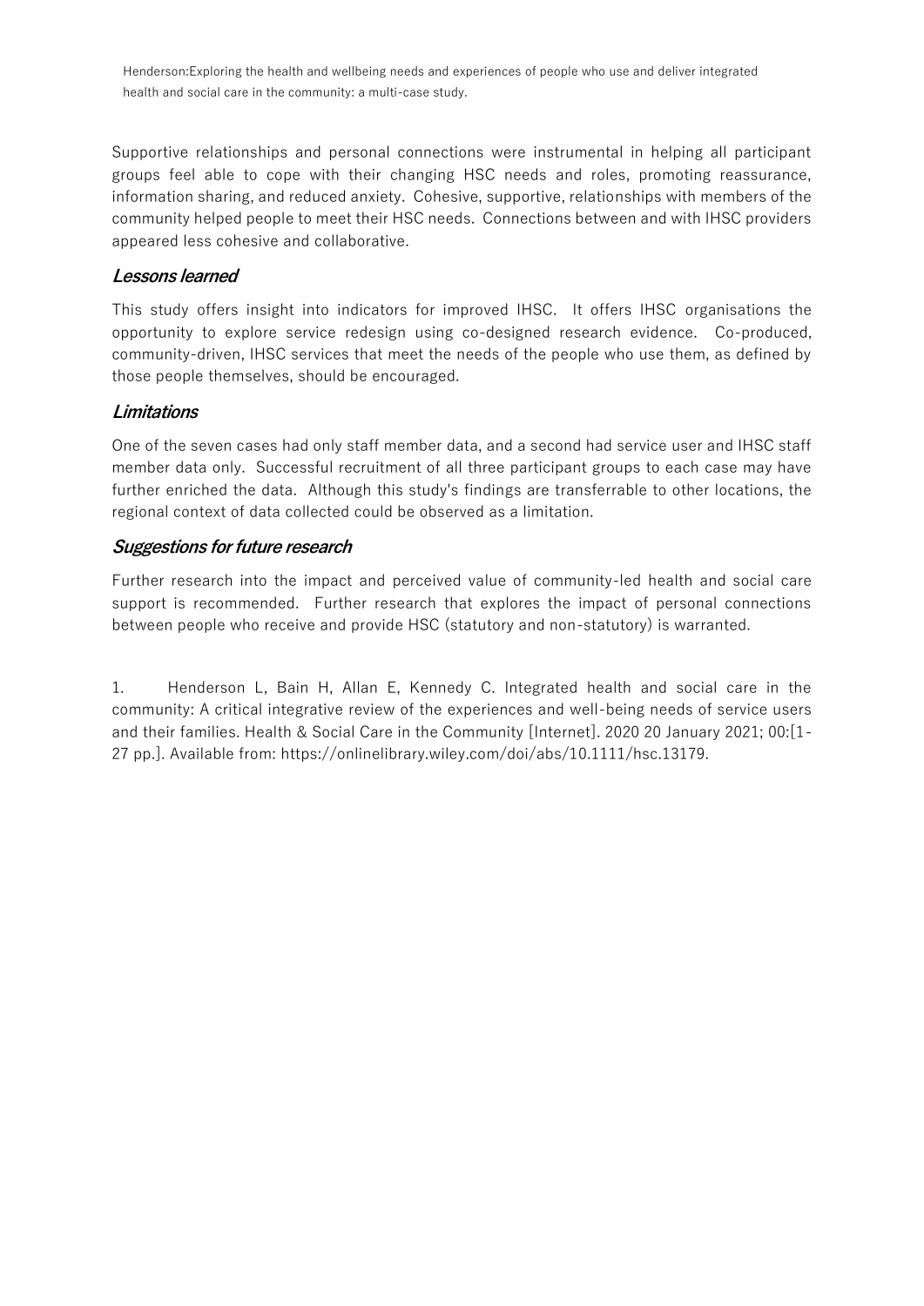Supportive relationships and personal connections were instrumental in helping all participant groups feel able to cope with their changing HSC needs and roles, promoting reassurance, information sharing, and reduced anxiety. Cohesive, supportive, relationships with members of the community helped people to meet their HSC needs. Connections between and with IHSC providers appeared less cohesive and collaborative.

### *Lessons learned*

This study offers insight into indicators for improved IHSC. It offers IHSC organisations the opportunity to explore service redesign using co-designed research evidence. Co-produced, community-driven, IHSC services that meet the needs of the people who use them, as defined by those people themselves, should be encouraged.

### *Limitations*

One of the seven cases had only staff member data, and a second had service user and IHSC staff member data only. Successful recruitment of all three participant groups to each case may have further enriched the data. Although this study's findings are transferrable to other locations, the regional context of data collected could be observed as a limitation.

### *Suggestions for future research*

Further research into the impact and perceived value of community-led health and social care support is recommended. Further research that explores the impact of personal connections between people who receive and provide HSC (statutory and non-statutory) is warranted.

1. Henderson L, Bain H, Allan E, Kennedy C. Integrated health and social care in the community: A critical integrative review of the experiences and well-being needs of service users and their families. Health & Social Care in the Community [Internet]. 2020 20 January 2021; 00:[1-27 pp.]. Available from: https://onlinelibrary.wiley.com/doi/abs/10.1111/hsc.13179.